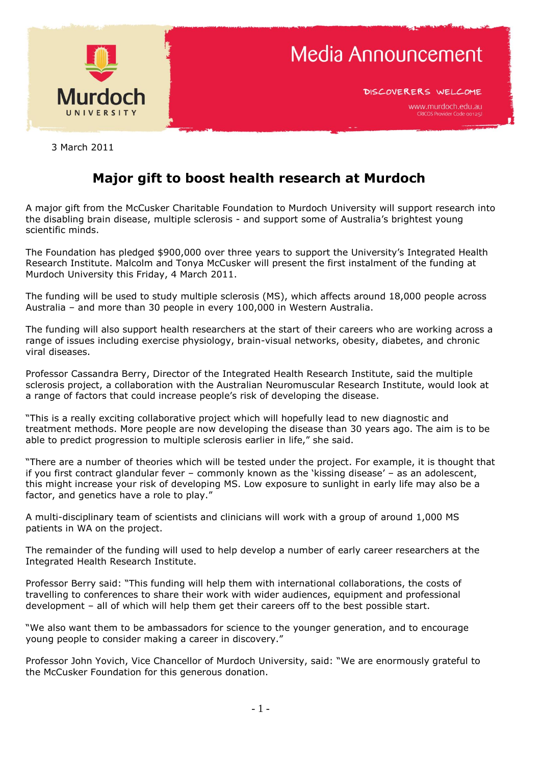Murdoch UNIVERSITY

Media Announcement

DISCOVERERS WELCOME

www.murdoch.edu.au
CRICOS Provider Code 00125J

3 March 2011

# Major gift to boost health research at Murdoch

A major gift from the McCusker Charitable Foundation to Murdoch University will support research into the disabling brain disease, multiple sclerosis - and support some of Australia's brightest young scientific minds.

The Foundation has pledged $900,000 over three years to support the University's Integrated Health Research Institute. Malcolm and Tonya McCusker will present the first instalment of the funding at Murdoch University this Friday, 4 March 2011.

The funding will be used to study multiple sclerosis (MS), which affects around 18,000 people across Australia – and more than 30 people in every 100,000 in Western Australia.

The funding will also support health researchers at the start of their careers who are working across a range of issues including exercise physiology, brain-visual networks, obesity, diabetes, and chronic viral diseases.

Professor Cassandra Berry, Director of the Integrated Health Research Institute, said the multiple sclerosis project, a collaboration with the Australian Neuromuscular Research Institute, would look at a range of factors that could increase people's risk of developing the disease.

"This is a really exciting collaborative project which will hopefully lead to new diagnostic and treatment methods. More people are now developing the disease than 30 years ago. The aim is to be able to predict progression to multiple sclerosis earlier in life," she said.

"There are a number of theories which will be tested under the project. For example, it is thought that if you first contract glandular fever – commonly known as the 'kissing disease' – as an adolescent, this might increase your risk of developing MS. Low exposure to sunlight in early life may also be a factor, and genetics have a role to play."

A multi-disciplinary team of scientists and clinicians will work with a group of around 1,000 MS patients in WA on the project.

The remainder of the funding will used to help develop a number of early career researchers at the Integrated Health Research Institute.

Professor Berry said: "This funding will help them with international collaborations, the costs of travelling to conferences to share their work with wider audiences, equipment and professional development – all of which will help them get their careers off to the best possible start.

"We also want them to be ambassadors for science to the younger generation, and to encourage young people to consider making a career in discovery."

Professor John Yovich, Vice Chancellor of Murdoch University, said: "We are enormously grateful to the McCusker Foundation for this generous donation.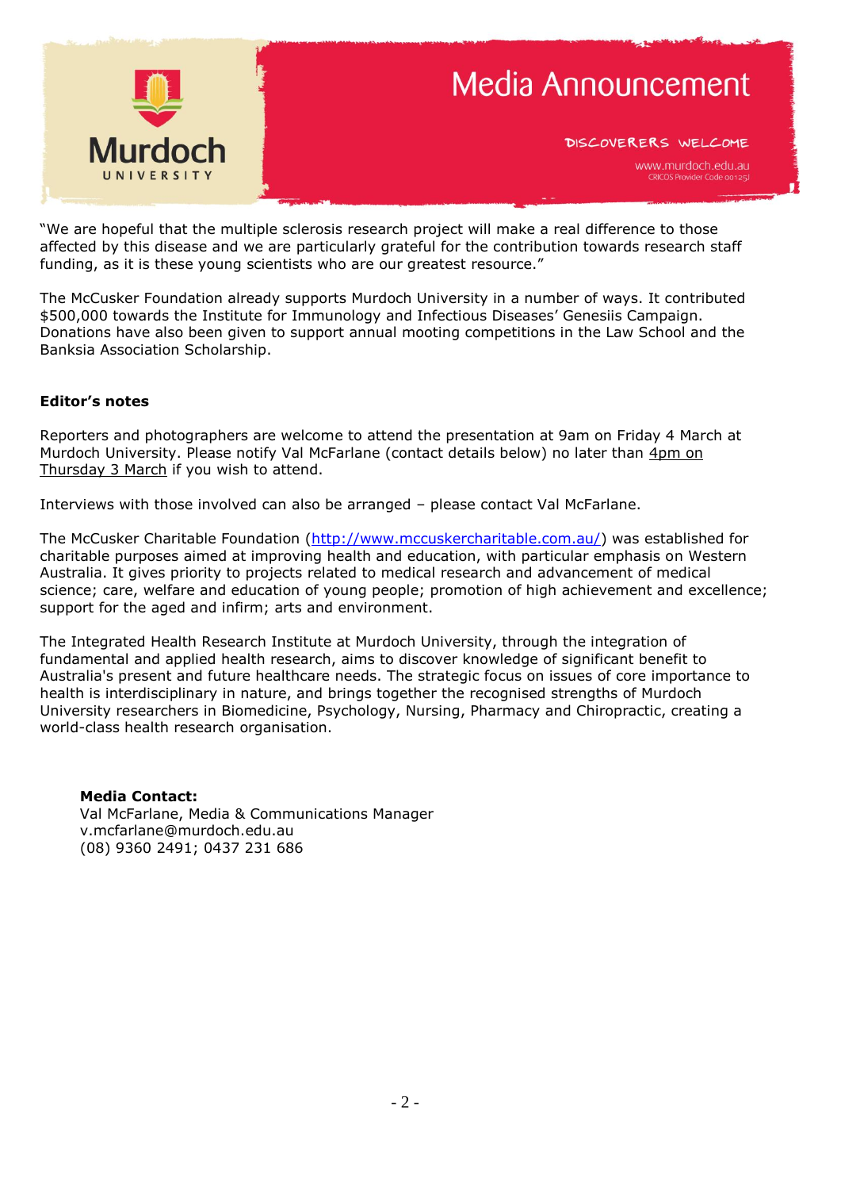"We are hopeful that the multiple sclerosis research project will make a real difference to those affected by this disease and we are particularly grateful for the contribution towards research staff funding, as it is these young scientists who are our greatest resource."

The McCusker Foundation already supports Murdoch University in a number of ways. It contributed $500,000 towards the Institute for Immunology and Infectious Diseases' Genesiis Campaign. Donations have also been given to support annual mooting competitions in the Law School and the Banksia Association Scholarship.

**Editor's notes**

Reporters and photographers are welcome to attend the presentation at 9am on Friday 4 March at Murdoch University. Please notify Val McFarlane (contact details below) no later than 4pm on Thursday 3 March if you wish to attend.

Interviews with those involved can also be arranged – please contact Val McFarlane.

The McCusker Charitable Foundation (http://www.mccuskercharitable.com.au/) was established for charitable purposes aimed at improving health and education, with particular emphasis on Western Australia. It gives priority to projects related to medical research and advancement of medical science; care, welfare and education of young people; promotion of high achievement and excellence; support for the aged and infirm; arts and environment.

The Integrated Health Research Institute at Murdoch University, through the integration of fundamental and applied health research, aims to discover knowledge of significant benefit to Australia's present and future healthcare needs. The strategic focus on issues of core importance to health is interdisciplinary in nature, and brings together the recognised strengths of Murdoch University researchers in Biomedicine, Psychology, Nursing, Pharmacy and Chiropractic, creating a world-class health research organisation.

**Media Contact:**
Val McFarlane, Media & Communications Manager
v.mcfarlane@murdoch.edu.au
(08) 9360 2491; 0437 231 686